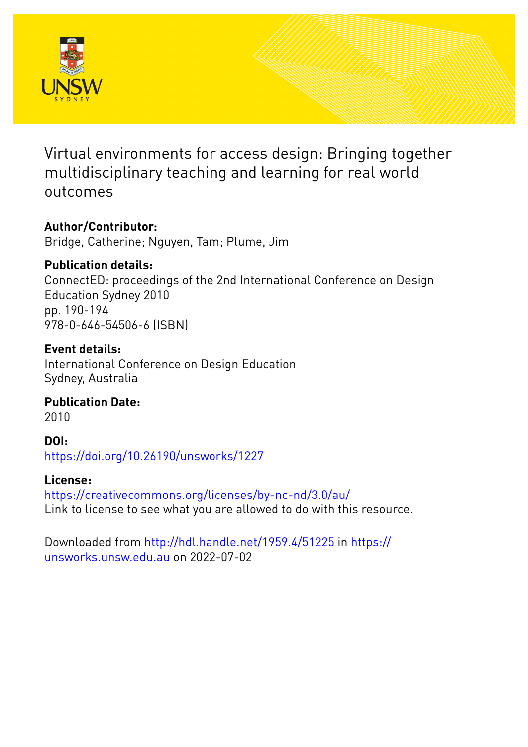# Virtual environments for access design: Bringing together multidisciplinary teaching and learning for real world outcomes

**Author/Contributor:**
Bridge, Catherine; Nguyen, Tam; Plume, Jim

**Publication details:**
ConnectED: proceedings of the 2nd International Conference on Design Education Sydney 2010
pp. 190-194
978-0-646-54506-6 (ISBN)

**Event details:**
International Conference on Design Education
Sydney, Australia

**Publication Date:**
2010

**DOI:**
https://doi.org/10.26190/unsworks/1227

**License:**
https://creativecommons.org/licenses/by-nc-nd/3.0/au/
Link to license to see what you are allowed to do with this resource.

Downloaded from http://hdl.handle.net/1959.4/51225 in https://unsworks.unsw.edu.au on 2022-07-02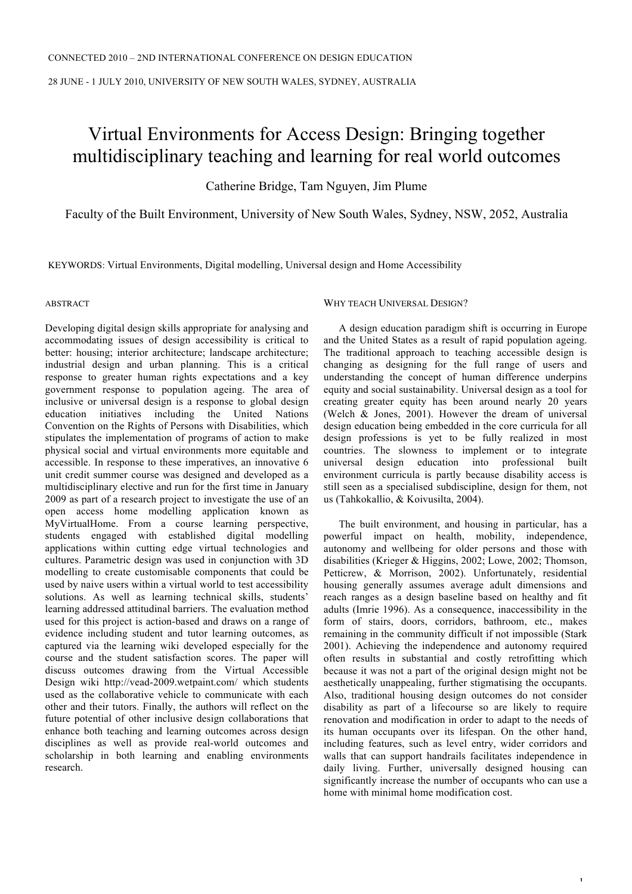CONNECTED 2010 – 2ND INTERNATIONAL CONFERENCE ON DESIGN EDUCATION

28 JUNE - 1 JULY 2010, UNIVERSITY OF NEW SOUTH WALES, SYDNEY, AUSTRALIA

# Virtual Environments for Access Design: Bringing together multidisciplinary teaching and learning for real world outcomes

Catherine Bridge, Tam Nguyen, Jim Plume

Faculty of the Built Environment, University of New South Wales, Sydney, NSW, 2052, Australia

KEYWORDS: Virtual Environments, Digital modelling, Universal design and Home Accessibility

## ABSTRACT

Developing digital design skills appropriate for analysing and accommodating issues of design accessibility is critical to better: housing; interior architecture; landscape architecture; industrial design and urban planning. This is a critical response to greater human rights expectations and a key government response to population ageing. The area of inclusive or universal design is a response to global design education initiatives including the United Nations Convention on the Rights of Persons with Disabilities, which stipulates the implementation of programs of action to make physical social and virtual environments more equitable and accessible. In response to these imperatives, an innovative 6 unit credit summer course was designed and developed as a multidisciplinary elective and run for the first time in January 2009 as part of a research project to investigate the use of an open access home modelling application known as MyVirtualHome. From a course learning perspective, students engaged with established digital modelling applications within cutting edge virtual technologies and cultures. Parametric design was used in conjunction with 3D modelling to create customisable components that could be used by naive users within a virtual world to test accessibility solutions. As well as learning technical skills, students' learning addressed attitudinal barriers. The evaluation method used for this project is action-based and draws on a range of evidence including student and tutor learning outcomes, as captured via the learning wiki developed especially for the course and the student satisfaction scores. The paper will discuss outcomes drawing from the Virtual Accessible Design wiki http://vead-2009.wetpaint.com/ which students used as the collaborative vehicle to communicate with each other and their tutors. Finally, the authors will reflect on the future potential of other inclusive design collaborations that enhance both teaching and learning outcomes across design disciplines as well as provide real-world outcomes and scholarship in both learning and enabling environments research.

## WHY TEACH UNIVERSAL DESIGN?

A design education paradigm shift is occurring in Europe and the United States as a result of rapid population ageing. The traditional approach to teaching accessible design is changing as designing for the full range of users and understanding the concept of human difference underpins equity and social sustainability. Universal design as a tool for creating greater equity has been around nearly 20 years (Welch & Jones, 2001). However the dream of universal design education being embedded in the core curricula for all design professions is yet to be fully realized in most countries. The slowness to implement or to integrate universal design education into professional built environment curricula is partly because disability access is still seen as a specialised subdiscipline, design for them, not us (Tahkokallio, & Koivusilta, 2004).

The built environment, and housing in particular, has a powerful impact on health, mobility, independence, autonomy and wellbeing for older persons and those with disabilities (Krieger & Higgins, 2002; Lowe, 2002; Thomson, Petticrew, & Morrison, 2002). Unfortunately, residential housing generally assumes average adult dimensions and reach ranges as a design baseline based on healthy and fit adults (Imrie 1996). As a consequence, inaccessibility in the form of stairs, doors, corridors, bathroom, etc., makes remaining in the community difficult if not impossible (Stark 2001). Achieving the independence and autonomy required often results in substantial and costly retrofitting which because it was not a part of the original design might not be aesthetically unappealing, further stigmatising the occupants. Also, traditional housing design outcomes do not consider disability as part of a lifecourse so are likely to require renovation and modification in order to adapt to the needs of its human occupants over its lifespan. On the other hand, including features, such as level entry, wider corridors and walls that can support handrails facilitates independence in daily living. Further, universally designed housing can significantly increase the number of occupants who can use a home with minimal home modification cost.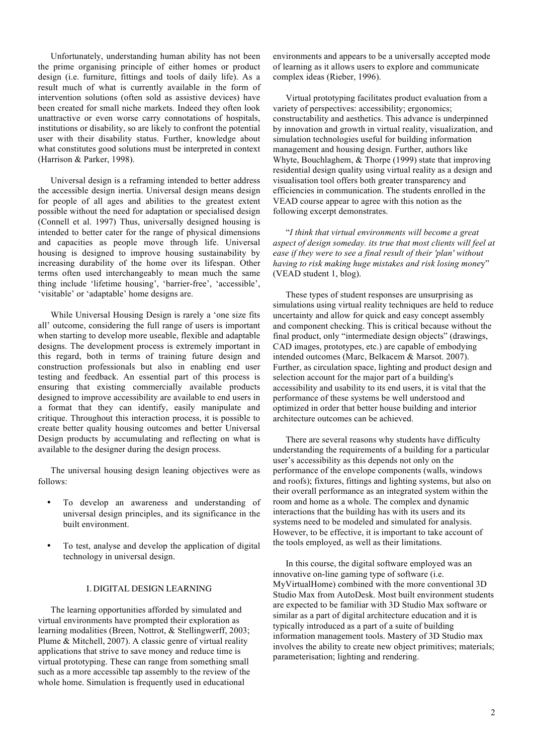Unfortunately, understanding human ability has not been the prime organising principle of either homes or product design (i.e. furniture, fittings and tools of daily life). As a result much of what is currently available in the form of intervention solutions (often sold as assistive devices) have been created for small niche markets. Indeed they often look unattractive or even worse carry connotations of hospitals, institutions or disability, so are likely to confront the potential user with their disability status. Further, knowledge about what constitutes good solutions must be interpreted in context (Harrison & Parker, 1998).

Universal design is a reframing intended to better address the accessible design inertia. Universal design means design for people of all ages and abilities to the greatest extent possible without the need for adaptation or specialised design (Connell et al. 1997) Thus, universally designed housing is intended to better cater for the range of physical dimensions and capacities as people move through life. Universal housing is designed to improve housing sustainability by increasing durability of the home over its lifespan. Other terms often used interchangeably to mean much the same thing include 'lifetime housing', 'barrier-free', 'accessible', 'visitable' or 'adaptable' home designs are.

While Universal Housing Design is rarely a 'one size fits all' outcome, considering the full range of users is important when starting to develop more useable, flexible and adaptable designs. The development process is extremely important in this regard, both in terms of training future design and construction professionals but also in enabling end user testing and feedback. An essential part of this process is ensuring that existing commercially available products designed to improve accessibility are available to end users in a format that they can identify, easily manipulate and critique. Throughout this interaction process, it is possible to create better quality housing outcomes and better Universal Design products by accumulating and reflecting on what is available to the designer during the design process.

The universal housing design leaning objectives were as follows:

- To develop an awareness and understanding of universal design principles, and its significance in the built environment.
- To test, analyse and develop the application of digital technology in universal design.

## I. DIGITAL DESIGN LEARNING

The learning opportunities afforded by simulated and virtual environments have prompted their exploration as learning modalities (Breen, Nottrot, & Stellingwerff, 2003; Plume & Mitchell, 2007). A classic genre of virtual reality applications that strive to save money and reduce time is virtual prototyping. These can range from something small such as a more accessible tap assembly to the review of the whole home. Simulation is frequently used in educational environments and appears to be a universally accepted mode of learning as it allows users to explore and communicate complex ideas (Rieber, 1996).

Virtual prototyping facilitates product evaluation from a variety of perspectives: accessibility; ergonomics; constructability and aesthetics. This advance is underpinned by innovation and growth in virtual reality, visualization, and simulation technologies useful for building information management and housing design. Further, authors like Whyte, Bouchlaghem, & Thorpe (1999) state that improving residential design quality using virtual reality as a design and visualisation tool offers both greater transparency and efficiencies in communication. The students enrolled in the VEAD course appear to agree with this notion as the following excerpt demonstrates.

"*I think that virtual environments will become a great aspect of design someday. its true that most clients will feel at ease if they were to see a final result of their 'plan' without having to risk making huge mistakes and risk losing money*" (VEAD student 1, blog).

These types of student responses are unsurprising as simulations using virtual reality techniques are held to reduce uncertainty and allow for quick and easy concept assembly and component checking. This is critical because without the final product, only "intermediate design objects" (drawings, CAD images, prototypes, etc.) are capable of embodying intended outcomes (Marc, Belkacem & Marsot. 2007). Further, as circulation space, lighting and product design and selection account for the major part of a building's accessibility and usability to its end users, it is vital that the performance of these systems be well understood and optimized in order that better house building and interior architecture outcomes can be achieved.

There are several reasons why students have difficulty understanding the requirements of a building for a particular user's accessibility as this depends not only on the performance of the envelope components (walls, windows and roofs); fixtures, fittings and lighting systems, but also on their overall performance as an integrated system within the room and home as a whole. The complex and dynamic interactions that the building has with its users and its systems need to be modeled and simulated for analysis. However, to be effective, it is important to take account of the tools employed, as well as their limitations.

In this course, the digital software employed was an innovative on-line gaming type of software (i.e. MyVirtualHome) combined with the more conventional 3D Studio Max from AutoDesk. Most built environment students are expected to be familiar with 3D Studio Max software or similar as a part of digital architecture education and it is typically introduced as a part of a suite of building information management tools. Mastery of 3D Studio max involves the ability to create new object primitives; materials; parameterisation; lighting and rendering.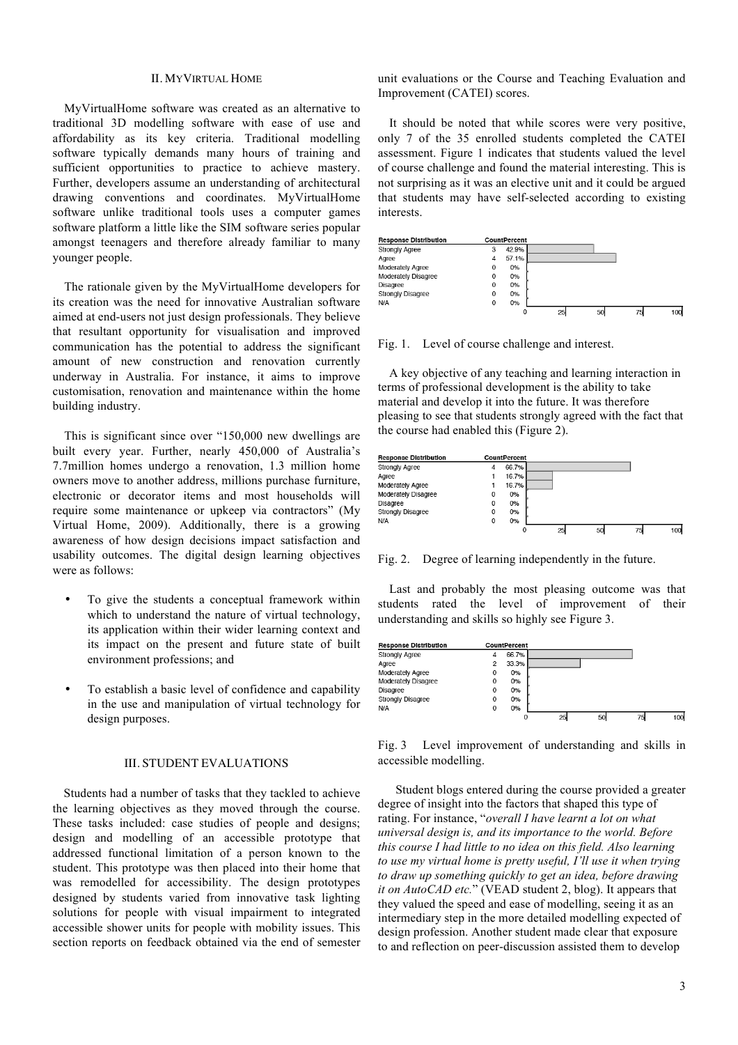## II. MyVirtual Home

MyVirtualHome software was created as an alternative to traditional 3D modelling software with ease of use and affordability as its key criteria. Traditional modelling software typically demands many hours of training and sufficient opportunities to practice to achieve mastery. Further, developers assume an understanding of architectural drawing conventions and coordinates. MyVirtualHome software unlike traditional tools uses a computer games software platform a little like the SIM software series popular amongst teenagers and therefore already familiar to many younger people.

The rationale given by the MyVirtualHome developers for its creation was the need for innovative Australian software aimed at end-users not just design professionals. They believe that resultant opportunity for visualisation and improved communication has the potential to address the significant amount of new construction and renovation currently underway in Australia. For instance, it aims to improve customisation, renovation and maintenance within the home building industry.

This is significant since over "150,000 new dwellings are built every year. Further, nearly 450,000 of Australia's 7.7million homes undergo a renovation, 1.3 million home owners move to another address, millions purchase furniture, electronic or decorator items and most households will require some maintenance or upkeep via contractors" (My Virtual Home, 2009). Additionally, there is a growing awareness of how design decisions impact satisfaction and usability outcomes. The digital design learning objectives were as follows:

- To give the students a conceptual framework within which to understand the nature of virtual technology, its application within their wider learning context and its impact on the present and future state of built environment professions; and
- To establish a basic level of confidence and capability in the use and manipulation of virtual technology for design purposes.

## III. Student Evaluations

Students had a number of tasks that they tackled to achieve the learning objectives as they moved through the course. These tasks included: case studies of people and designs; design and modelling of an accessible prototype that addressed functional limitation of a person known to the student. This prototype was then placed into their home that was remodelled for accessibility. The design prototypes designed by students varied from innovative task lighting solutions for people with visual impairment to integrated accessible shower units for people with mobility issues. This section reports on feedback obtained via the end of semester unit evaluations or the Course and Teaching Evaluation and Improvement (CATEI) scores.

It should be noted that while scores were very positive, only 7 of the 35 enrolled students completed the CATEI assessment. Figure 1 indicates that students valued the level of course challenge and found the material interesting. This is not surprising as it was an elective unit and it could be argued that students may have self-selected according to existing interests.

| Response Distribution | Count | Percent |
|---|---|---|
| Strongly Agree | 3 | 42.9% |
| Agree | 4 | 57.1% |
| Moderately Agree | 0 | 0% |
| Moderately Disagree | 0 | 0% |
| Disagree | 0 | 0% |
| Strongly Disagree | 0 | 0% |
| N/A | 0 | 0% |

Fig. 1. Level of course challenge and interest.

A key objective of any teaching and learning interaction in terms of professional development is the ability to take material and develop it into the future. It was therefore pleasing to see that students strongly agreed with the fact that the course had enabled this (Figure 2).

| Response Distribution | Count | Percent |
|---|---|---|
| Strongly Agree | 4 | 66.7% |
| Agree | 1 | 16.7% |
| Moderately Agree | 1 | 16.7% |
| Moderately Disagree | 0 | 0% |
| Disagree | 0 | 0% |
| Strongly Disagree | 0 | 0% |
| N/A | 0 | 0% |

Fig. 2. Degree of learning independently in the future.

Last and probably the most pleasing outcome was that students rated the level of improvement of their understanding and skills so highly see Figure 3.

| Response Distribution | Count | Percent |
|---|---|---|
| Strongly Agree | 4 | 66.7% |
| Agree | 2 | 33.3% |
| Moderately Agree | 0 | 0% |
| Moderately Disagree | 0 | 0% |
| Disagree | 0 | 0% |
| Strongly Disagree | 0 | 0% |
| N/A | 0 | 0% |

Fig. 3 Level improvement of understanding and skills in accessible modelling.

Student blogs entered during the course provided a greater degree of insight into the factors that shaped this type of rating. For instance, "*overall I have learnt a lot on what universal design is, and its importance to the world. Before this course I had little to no idea on this field. Also learning to use my virtual home is pretty useful, I'll use it when trying to draw up something quickly to get an idea, before drawing it on AutoCAD etc.*" (VEAD student 2, blog). It appears that they valued the speed and ease of modelling, seeing it as an intermediary step in the more detailed modelling expected of design profession. Another student made clear that exposure to and reflection on peer-discussion assisted them to develop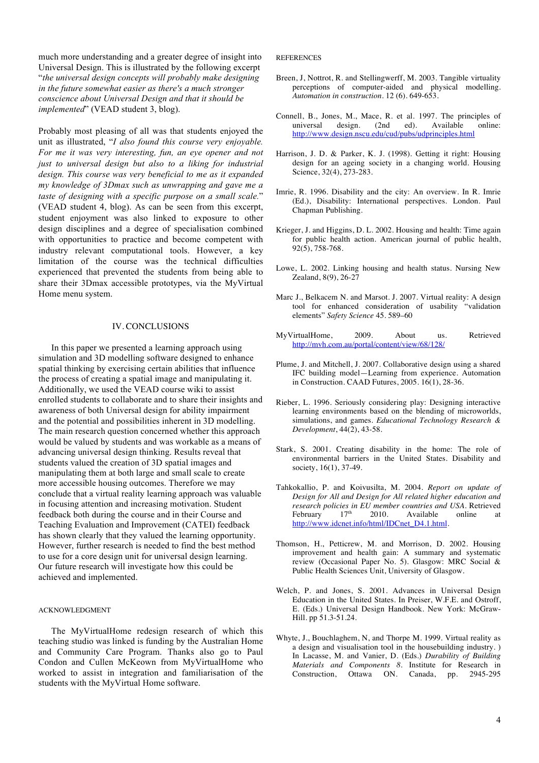much more understanding and a greater degree of insight into Universal Design. This is illustrated by the following excerpt "*the universal design concepts will probably make designing in the future somewhat easier as there's a much stronger conscience about Universal Design and that it should be implemented*" (VEAD student 3, blog).

Probably most pleasing of all was that students enjoyed the unit as illustrated, "*I also found this course very enjoyable. For me it was very interesting, fun, an eye opener and not just to universal design but also to a liking for industrial design. This course was very beneficial to me as it expanded my knowledge of 3Dmax such as unwrapping and gave me a taste of designing with a specific purpose on a small scale.*" (VEAD student 4, blog). As can be seen from this excerpt, student enjoyment was also linked to exposure to other design disciplines and a degree of specialisation combined with opportunities to practice and become competent with industry relevant computational tools. However, a key limitation of the course was the technical difficulties experienced that prevented the students from being able to share their 3Dmax accessible prototypes, via the MyVirtual Home menu system.

## IV. CONCLUSIONS

In this paper we presented a learning approach using simulation and 3D modelling software designed to enhance spatial thinking by exercising certain abilities that influence the process of creating a spatial image and manipulating it. Additionally, we used the VEAD course wiki to assist enrolled students to collaborate and to share their insights and awareness of both Universal design for ability impairment and the potential and possibilities inherent in 3D modelling. The main research question concerned whether this approach would be valued by students and was workable as a means of advancing universal design thinking. Results reveal that students valued the creation of 3D spatial images and manipulating them at both large and small scale to create more accessible housing outcomes. Therefore we may conclude that a virtual reality learning approach was valuable in focusing attention and increasing motivation. Student feedback both during the course and in their Course and Teaching Evaluation and Improvement (CATEI) feedback has shown clearly that they valued the learning opportunity. However, further research is needed to find the best method to use for a core design unit for universal design learning. Our future research will investigate how this could be achieved and implemented.

## ACKNOWLEDGMENT

The MyVirtualHome redesign research of which this teaching studio was linked is funding by the Australian Home and Community Care Program. Thanks also go to Paul Condon and Cullen McKeown from MyVirtualHome who worked to assist in integration and familiarisation of the students with the MyVirtual Home software.

## REFERENCES

Breen, J, Nottrot, R. and Stellingwerff, M. 2003. Tangible virtuality perceptions of computer-aided and physical modelling. *Automation in construction*. 12 (6). 649-653.

Connell, B., Jones, M., Mace, R. et al. 1997. The principles of universal design. (2nd ed). Available online: http://www.design.nscu.edu/cud/pubs/udprinciples.html

Harrison, J. D. & Parker, K. J. (1998). Getting it right: Housing design for an ageing society in a changing world. Housing Science, 32(4), 273-283.

Imrie, R. 1996. Disability and the city: An overview. In R. Imrie (Ed.), Disability: International perspectives. London. Paul Chapman Publishing.

Krieger, J. and Higgins, D. L. 2002. Housing and health: Time again for public health action. American journal of public health, 92(5), 758-768.

Lowe, L. 2002. Linking housing and health status. Nursing New Zealand, 8(9), 26-27

Marc J., Belkacem N. and Marsot. J. 2007. Virtual reality: A design tool for enhanced consideration of usability "validation elements" *Safety Science* 45. 589–60

MyVirtualHome, 2009. About us. Retrieved http://mvh.com.au/portal/content/view/68/128/

Plume, J. and Mitchell, J. 2007. Collaborative design using a shared IFC building model—Learning from experience. Automation in Construction. CAAD Futures, 2005. 16(1), 28-36.

Rieber, L. 1996. Seriously considering play: Designing interactive learning environments based on the blending of microworlds, simulations, and games. *Educational Technology Research & Development*, 44(2), 43-58.

Stark, S. 2001. Creating disability in the home: The role of environmental barriers in the United States. Disability and society, 16(1), 37-49.

Tahkokallio, P. and Koivusilta, M. 2004. *Report on update of Design for All and Design for All related higher education and research policies in EU member countries and USA*. Retrieved February 17th 2010. Available online at http://www.idcnet.info/html/IDCnet_D4.1.html.

Thomson, H., Petticrew, M. and Morrison, D. 2002. Housing improvement and health gain: A summary and systematic review (Occasional Paper No. 5). Glasgow: MRC Social & Public Health Sciences Unit, University of Glasgow.

Welch, P. and Jones, S. 2001. Advances in Universal Design Education in the United States. In Preiser, W.F.E. and Ostroff, E. (Eds.) Universal Design Handbook. New York: McGraw-Hill. pp 51.3-51.24.

Whyte, J., Bouchlaghem, N, and Thorpe M. 1999. Virtual reality as a design and visualisation tool in the housebuilding industry. ) In Lacasse, M. and Vanier, D. (Eds.) *Durability of Building Materials and Components 8*. Institute for Research in Construction, Ottawa ON. Canada, pp. 2945-295